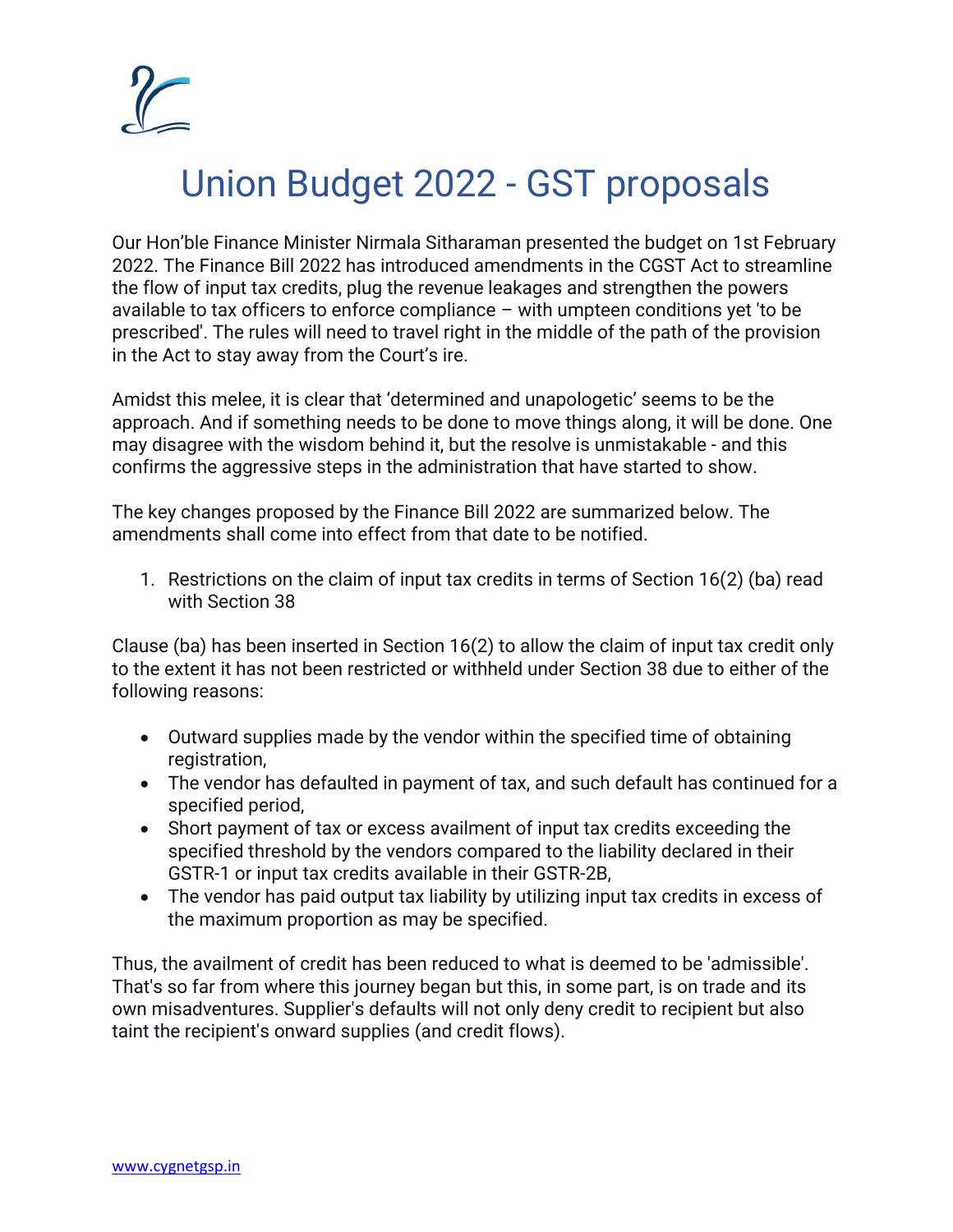# Union Budget 2022 - GST proposals

Our Hon'ble Finance Minister Nirmala Sitharaman presented the budget on 1st February 2022. The Finance Bill 2022 has introduced amendments in the CGST Act to streamline the flow of input tax credits, plug the revenue leakages and strengthen the powers available to tax officers to enforce compliance – with umpteen conditions yet 'to be prescribed'. The rules will need to travel right in the middle of the path of the provision in the Act to stay away from the Court's ire.

Amidst this melee, it is clear that 'determined and unapologetic' seems to be the approach. And if something needs to be done to move things along, it will be done. One may disagree with the wisdom behind it, but the resolve is unmistakable - and this confirms the aggressive steps in the administration that have started to show.

The key changes proposed by the Finance Bill 2022 are summarized below. The amendments shall come into effect from that date to be notified.

1. Restrictions on the claim of input tax credits in terms of Section 16(2) (ba) read with Section 38

Clause (ba) has been inserted in Section 16(2) to allow the claim of input tax credit only to the extent it has not been restricted or withheld under Section 38 due to either of the following reasons:

- Outward supplies made by the vendor within the specified time of obtaining registration,
- The vendor has defaulted in payment of tax, and such default has continued for a specified period,
- Short payment of tax or excess availment of input tax credits exceeding the specified threshold by the vendors compared to the liability declared in their GSTR-1 or input tax credits available in their GSTR-2B,
- The vendor has paid output tax liability by utilizing input tax credits in excess of the maximum proportion as may be specified.

Thus, the availment of credit has been reduced to what is deemed to be 'admissible'. That's so far from where this journey began but this, in some part, is on trade and its own misadventures. Supplier's defaults will not only deny credit to recipient but also taint the recipient's onward supplies (and credit flows).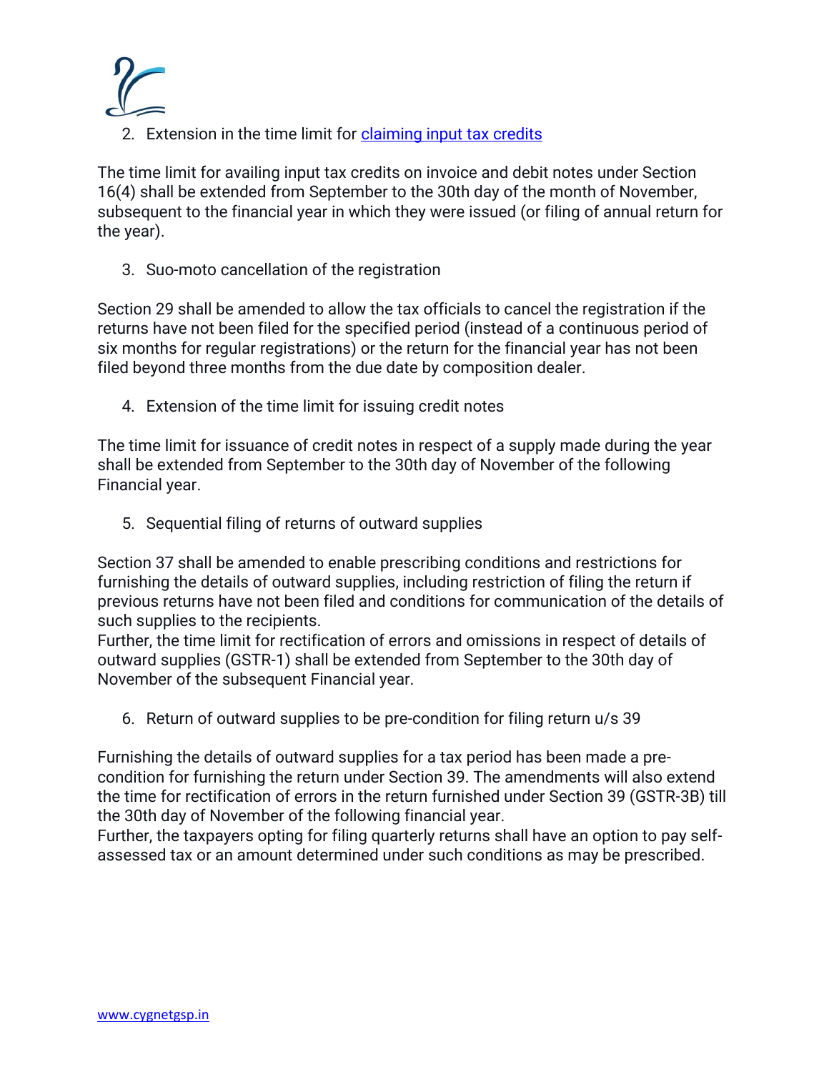2. Extension in the time limit for [claiming input tax credits]

The time limit for availing input tax credits on invoice and debit notes under Section 16(4) shall be extended from September to the 30th day of the month of November, subsequent to the financial year in which they were issued (or filing of annual return for the year).

3. Suo-moto cancellation of the registration

Section 29 shall be amended to allow the tax officials to cancel the registration if the returns have not been filed for the specified period (instead of a continuous period of six months for regular registrations) or the return for the financial year has not been filed beyond three months from the due date by composition dealer.

4. Extension of the time limit for issuing credit notes

The time limit for issuance of credit notes in respect of a supply made during the year shall be extended from September to the 30th day of November of the following Financial year.

5. Sequential filing of returns of outward supplies

Section 37 shall be amended to enable prescribing conditions and restrictions for furnishing the details of outward supplies, including restriction of filing the return if previous returns have not been filed and conditions for communication of the details of such supplies to the recipients.
Further, the time limit for rectification of errors and omissions in respect of details of outward supplies (GSTR-1) shall be extended from September to the 30th day of November of the subsequent Financial year.

6. Return of outward supplies to be pre-condition for filing return u/s 39

Furnishing the details of outward supplies for a tax period has been made a pre-condition for furnishing the return under Section 39. The amendments will also extend the time for rectification of errors in the return furnished under Section 39 (GSTR-3B) till the 30th day of November of the following financial year.
Further, the taxpayers opting for filing quarterly returns shall have an option to pay self-assessed tax or an amount determined under such conditions as may be prescribed.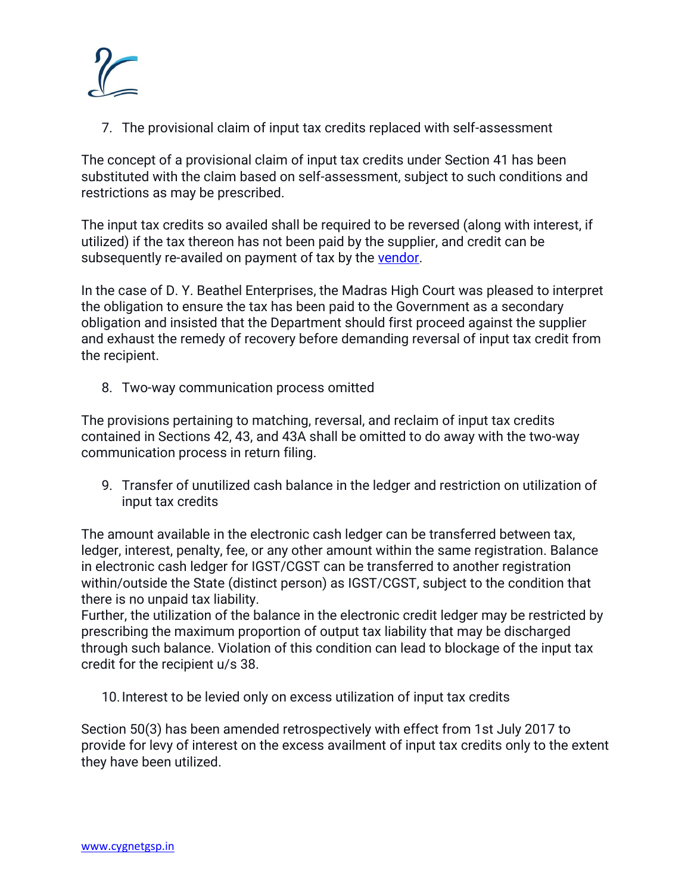7. The provisional claim of input tax credits replaced with self-assessment

The concept of a provisional claim of input tax credits under Section 41 has been substituted with the claim based on self-assessment, subject to such conditions and restrictions as may be prescribed.

The input tax credits so availed shall be required to be reversed (along with interest, if utilized) if the tax thereon has not been paid by the supplier, and credit can be subsequently re-availed on payment of tax by the vendor.

In the case of D. Y. Beathel Enterprises, the Madras High Court was pleased to interpret the obligation to ensure the tax has been paid to the Government as a secondary obligation and insisted that the Department should first proceed against the supplier and exhaust the remedy of recovery before demanding reversal of input tax credit from the recipient.

8. Two-way communication process omitted

The provisions pertaining to matching, reversal, and reclaim of input tax credits contained in Sections 42, 43, and 43A shall be omitted to do away with the two-way communication process in return filing.

9. Transfer of unutilized cash balance in the ledger and restriction on utilization of input tax credits

The amount available in the electronic cash ledger can be transferred between tax, ledger, interest, penalty, fee, or any other amount within the same registration. Balance in electronic cash ledger for IGST/CGST can be transferred to another registration within/outside the State (distinct person) as IGST/CGST, subject to the condition that there is no unpaid tax liability.
Further, the utilization of the balance in the electronic credit ledger may be restricted by prescribing the maximum proportion of output tax liability that may be discharged through such balance. Violation of this condition can lead to blockage of the input tax credit for the recipient u/s 38.

10. Interest to be levied only on excess utilization of input tax credits

Section 50(3) has been amended retrospectively with effect from 1st July 2017 to provide for levy of interest on the excess availment of input tax credits only to the extent they have been utilized.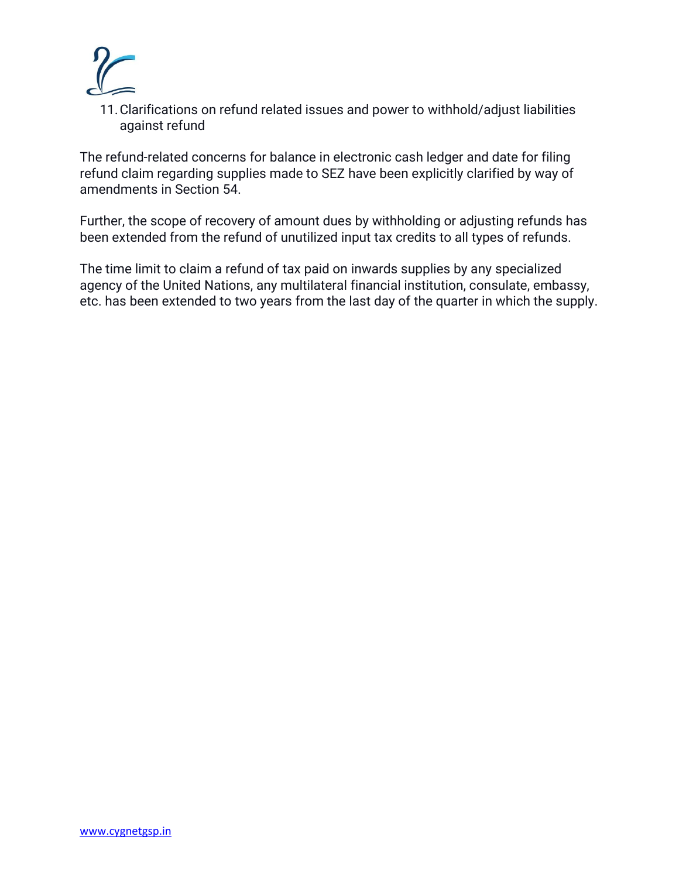11. Clarifications on refund related issues and power to withhold/adjust liabilities against refund

The refund-related concerns for balance in electronic cash ledger and date for filing refund claim regarding supplies made to SEZ have been explicitly clarified by way of amendments in Section 54.

Further, the scope of recovery of amount dues by withholding or adjusting refunds has been extended from the refund of unutilized input tax credits to all types of refunds.

The time limit to claim a refund of tax paid on inwards supplies by any specialized agency of the United Nations, any multilateral financial institution, consulate, embassy, etc. has been extended to two years from the last day of the quarter in which the supply.

www.cygnetgsp.in